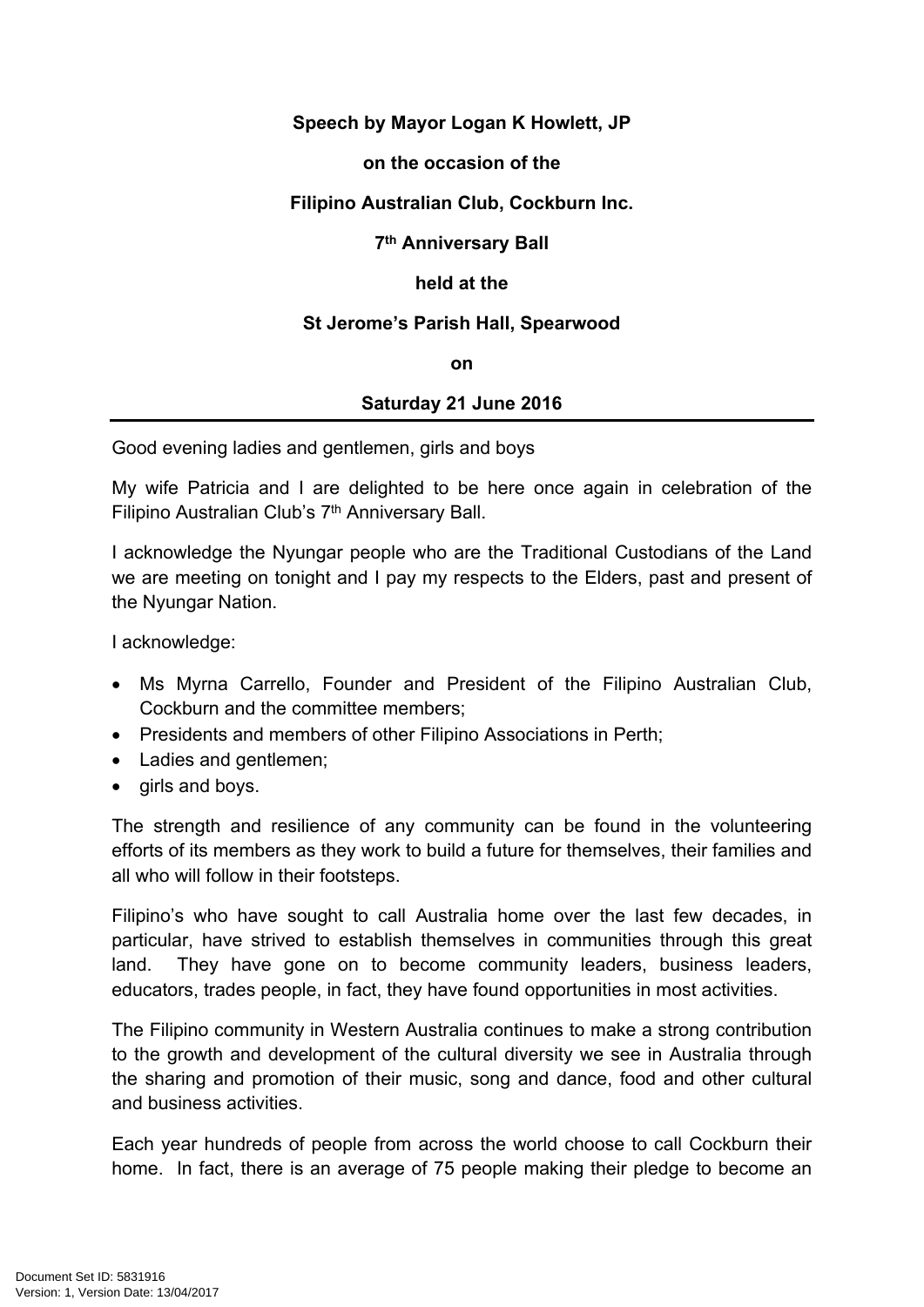**Speech by Mayor Logan K Howlett, JP**

**on the occasion of the**

**Filipino Australian Club, Cockburn Inc.**

**7th Anniversary Ball**

**held at the**

**St Jerome's Parish Hall, Spearwood**

**on**

**Saturday 21 June 2016**

---

Good evening ladies and gentlemen, girls and boys

My wife Patricia and I are delighted to be here once again in celebration of the Filipino Australian Club's 7th Anniversary Ball.

I acknowledge the Nyungar people who are the Traditional Custodians of the Land we are meeting on tonight and I pay my respects to the Elders, past and present of the Nyungar Nation.

I acknowledge:

- Ms Myrna Carrello, Founder and President of the Filipino Australian Club, Cockburn and the committee members;
- Presidents and members of other Filipino Associations in Perth;
- Ladies and gentlemen;
- girls and boys.

The strength and resilience of any community can be found in the volunteering efforts of its members as they work to build a future for themselves, their families and all who will follow in their footsteps.

Filipino's who have sought to call Australia home over the last few decades, in particular, have strived to establish themselves in communities through this great land. They have gone on to become community leaders, business leaders, educators, trades people, in fact, they have found opportunities in most activities.

The Filipino community in Western Australia continues to make a strong contribution to the growth and development of the cultural diversity we see in Australia through the sharing and promotion of their music, song and dance, food and other cultural and business activities.

Each year hundreds of people from across the world choose to call Cockburn their home. In fact, there is an average of 75 people making their pledge to become an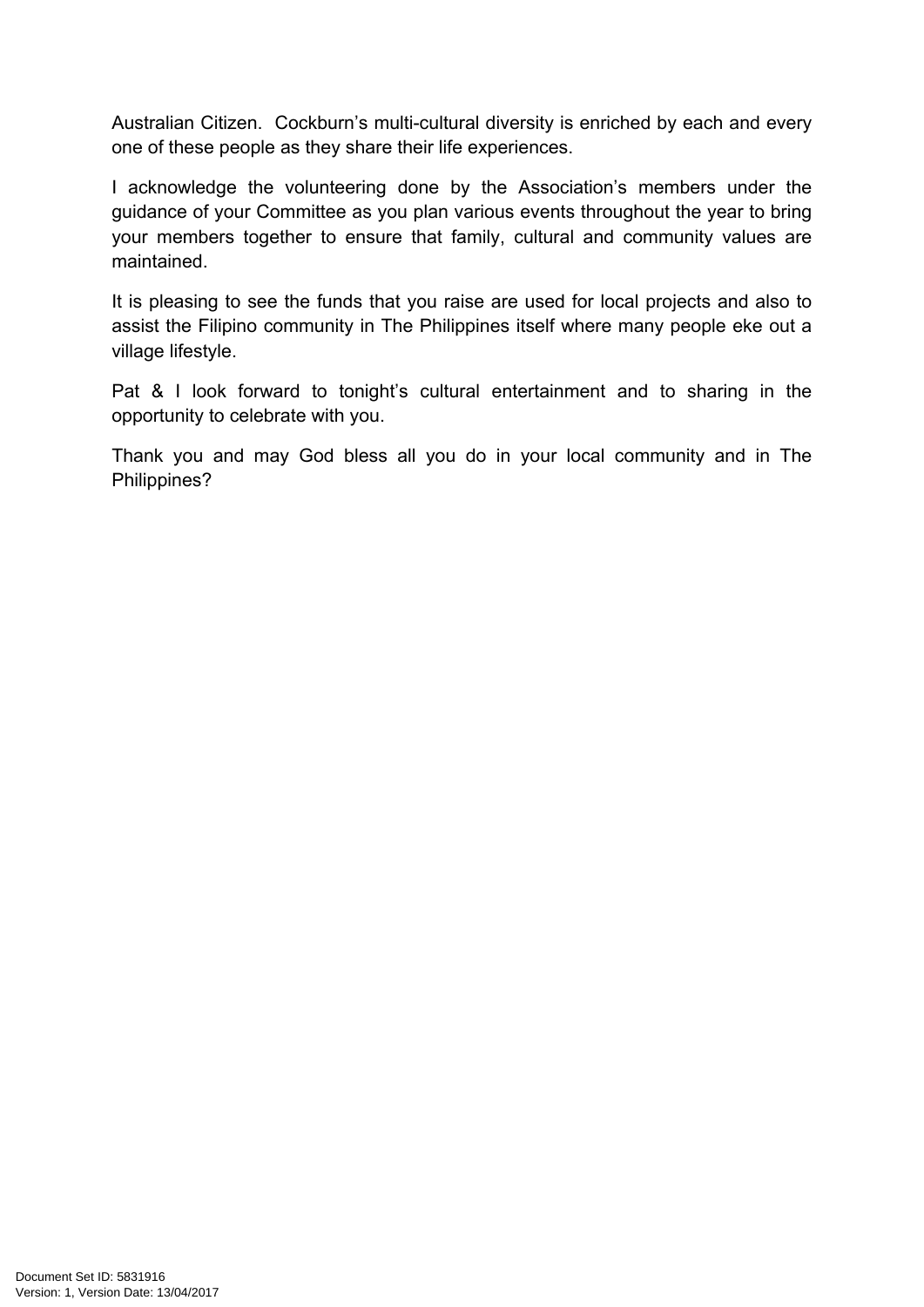Australian Citizen.  Cockburn's multi-cultural diversity is enriched by each and every one of these people as they share their life experiences.

I acknowledge the volunteering done by the Association's members under the guidance of your Committee as you plan various events throughout the year to bring your members together to ensure that family, cultural and community values are maintained.

It is pleasing to see the funds that you raise are used for local projects and also to assist the Filipino community in The Philippines itself where many people eke out a village lifestyle.

Pat & I look forward to tonight's cultural entertainment and to sharing in the opportunity to celebrate with you.

Thank you and may God bless all you do in your local community and in The Philippines?